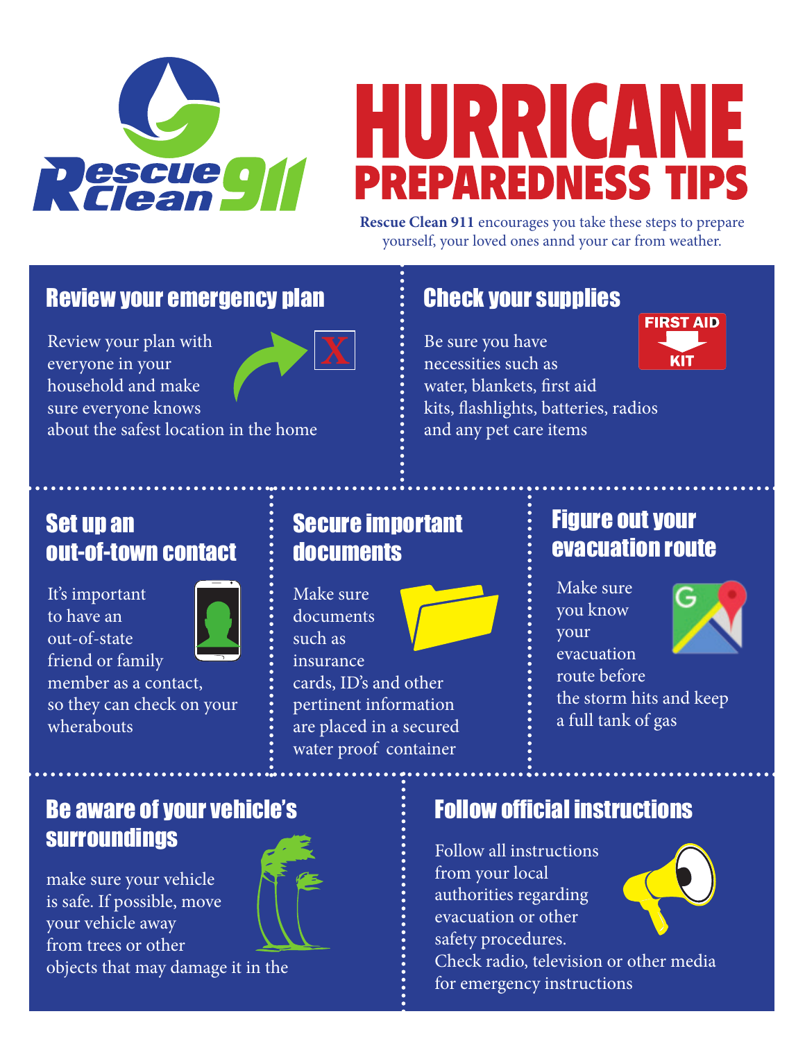# HURRICANE PREPAREDNESS TIPS

**Rescue Clean 911** encourages you take these steps to prepare yourself, your loved ones annd your car from weather.

## Review your emergency plan

Review your plan with everyone in your household and make sure everyone knows about the safest location in the home

## Check your supplies

FIRST AID KIT

Be sure you have necessities such as water, blankets, first aid kits, flashlights, batteries, radios and any pet care items

## Set up an out-of-town contact

It's important to have an out-of-state friend or family member as a contact, so they can check on your wherabouts

## Secure important documents

Make sure documents such as insurance cards, ID's and other pertinent information are placed in a secured water proof container

## Figure out your evacuation route

Make sure you know your evacuation route before the storm hits and keep a full tank of gas

## Be aware of your vehicle's surroundings

make sure your vehicle is safe. If possible, move your vehicle away from trees or other objects that may damage it in the

## Follow official instructions

Follow all instructions from your local authorities regarding evacuation or other safety procedures. Check radio, television or other media for emergency instructions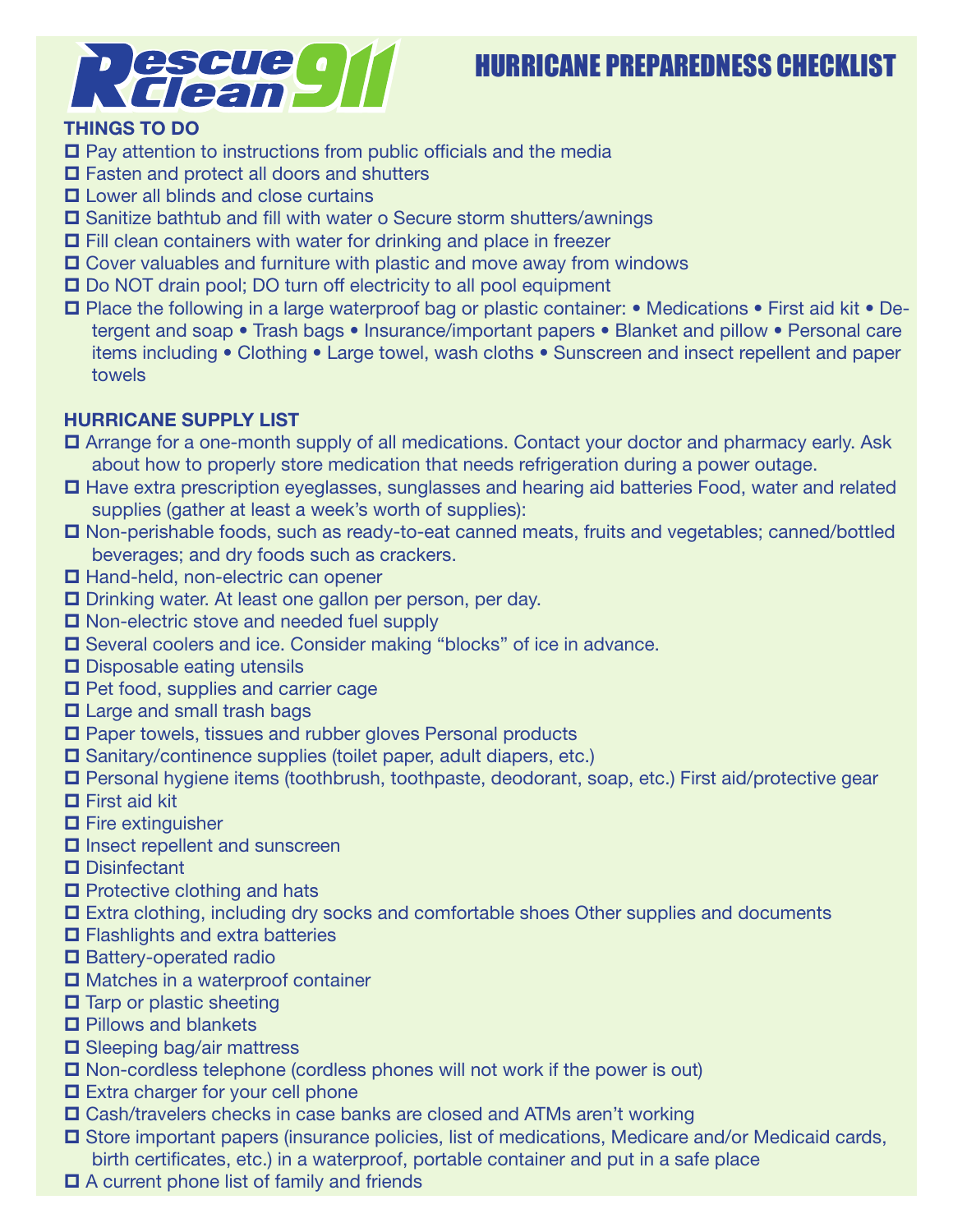# Rescue Clean 911

## HURRICANE PREPAREDNESS CHECKLIST

**THINGS TO DO**

- ☐ Pay attention to instructions from public officials and the media
- ☐ Fasten and protect all doors and shutters
- ☐ Lower all blinds and close curtains
- ☐ Sanitize bathtub and fill with water o Secure storm shutters/awnings
- ☐ Fill clean containers with water for drinking and place in freezer
- ☐ Cover valuables and furniture with plastic and move away from windows
- ☐ Do NOT drain pool; DO turn off electricity to all pool equipment
- ☐ Place the following in a large waterproof bag or plastic container: • Medications • First aid kit • Detergent and soap • Trash bags • Insurance/important papers • Blanket and pillow • Personal care items including • Clothing • Large towel, wash cloths • Sunscreen and insect repellent and paper towels

**HURRICANE SUPPLY LIST**

- ☐ Arrange for a one-month supply of all medications. Contact your doctor and pharmacy early. Ask about how to properly store medication that needs refrigeration during a power outage.
- ☐ Have extra prescription eyeglasses, sunglasses and hearing aid batteries Food, water and related supplies (gather at least a week's worth of supplies):
- ☐ Non-perishable foods, such as ready-to-eat canned meats, fruits and vegetables; canned/bottled beverages; and dry foods such as crackers.
- ☐ Hand-held, non-electric can opener
- ☐ Drinking water. At least one gallon per person, per day.
- ☐ Non-electric stove and needed fuel supply
- ☐ Several coolers and ice. Consider making "blocks" of ice in advance.
- ☐ Disposable eating utensils
- ☐ Pet food, supplies and carrier cage
- ☐ Large and small trash bags
- ☐ Paper towels, tissues and rubber gloves Personal products
- ☐ Sanitary/continence supplies (toilet paper, adult diapers, etc.)
- ☐ Personal hygiene items (toothbrush, toothpaste, deodorant, soap, etc.) First aid/protective gear
- ☐ First aid kit
- ☐ Fire extinguisher
- ☐ Insect repellent and sunscreen
- ☐ Disinfectant
- ☐ Protective clothing and hats
- ☐ Extra clothing, including dry socks and comfortable shoes Other supplies and documents
- ☐ Flashlights and extra batteries
- ☐ Battery-operated radio
- ☐ Matches in a waterproof container
- ☐ Tarp or plastic sheeting
- ☐ Pillows and blankets
- ☐ Sleeping bag/air mattress
- ☐ Non-cordless telephone (cordless phones will not work if the power is out)
- ☐ Extra charger for your cell phone
- ☐ Cash/travelers checks in case banks are closed and ATMs aren't working
- ☐ Store important papers (insurance policies, list of medications, Medicare and/or Medicaid cards, birth certificates, etc.) in a waterproof, portable container and put in a safe place
- ☐ A current phone list of family and friends